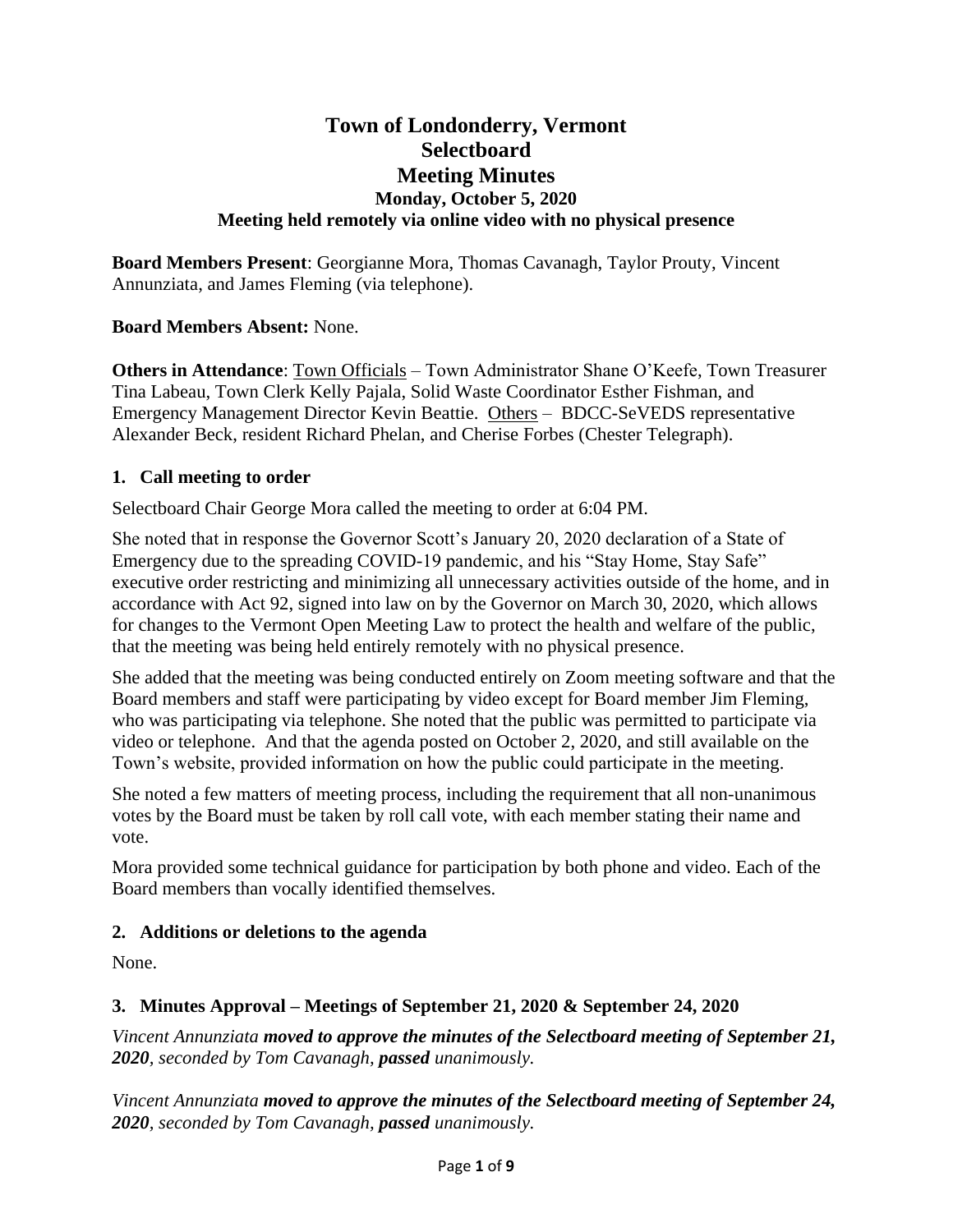# Town of Londonderry, Vermont
# Selectboard
# Meeting Minutes
### Monday, October 5, 2020
### Meeting held remotely via online video with no physical presence

**Board Members Present**: Georgianne Mora, Thomas Cavanagh, Taylor Prouty, Vincent Annunziata, and James Fleming (via telephone).

**Board Members Absent:** None.

**Others in Attendance**: Town Officials – Town Administrator Shane O'Keefe, Town Treasurer Tina Labeau, Town Clerk Kelly Pajala, Solid Waste Coordinator Esther Fishman, and Emergency Management Director Kevin Beattie. Others – BDCC-SeVEDS representative Alexander Beck, resident Richard Phelan, and Cherise Forbes (Chester Telegraph).

## 1. Call meeting to order

Selectboard Chair George Mora called the meeting to order at 6:04 PM.

She noted that in response the Governor Scott's January 20, 2020 declaration of a State of Emergency due to the spreading COVID-19 pandemic, and his "Stay Home, Stay Safe" executive order restricting and minimizing all unnecessary activities outside of the home, and in accordance with Act 92, signed into law on by the Governor on March 30, 2020, which allows for changes to the Vermont Open Meeting Law to protect the health and welfare of the public, that the meeting was being held entirely remotely with no physical presence.

She added that the meeting was being conducted entirely on Zoom meeting software and that the Board members and staff were participating by video except for Board member Jim Fleming, who was participating via telephone. She noted that the public was permitted to participate via video or telephone. And that the agenda posted on October 2, 2020, and still available on the Town's website, provided information on how the public could participate in the meeting.

She noted a few matters of meeting process, including the requirement that all non-unanimous votes by the Board must be taken by roll call vote, with each member stating their name and vote.

Mora provided some technical guidance for participation by both phone and video. Each of the Board members than vocally identified themselves.

## 2. Additions or deletions to the agenda

None.

## 3. Minutes Approval – Meetings of September 21, 2020 & September 24, 2020

*Vincent Annunziata **moved to approve the minutes of the Selectboard meeting of September 21, 2020**, seconded by Tom Cavanagh, **passed** unanimously.*

*Vincent Annunziata **moved to approve the minutes of the Selectboard meeting of September 24, 2020**, seconded by Tom Cavanagh, **passed** unanimously.*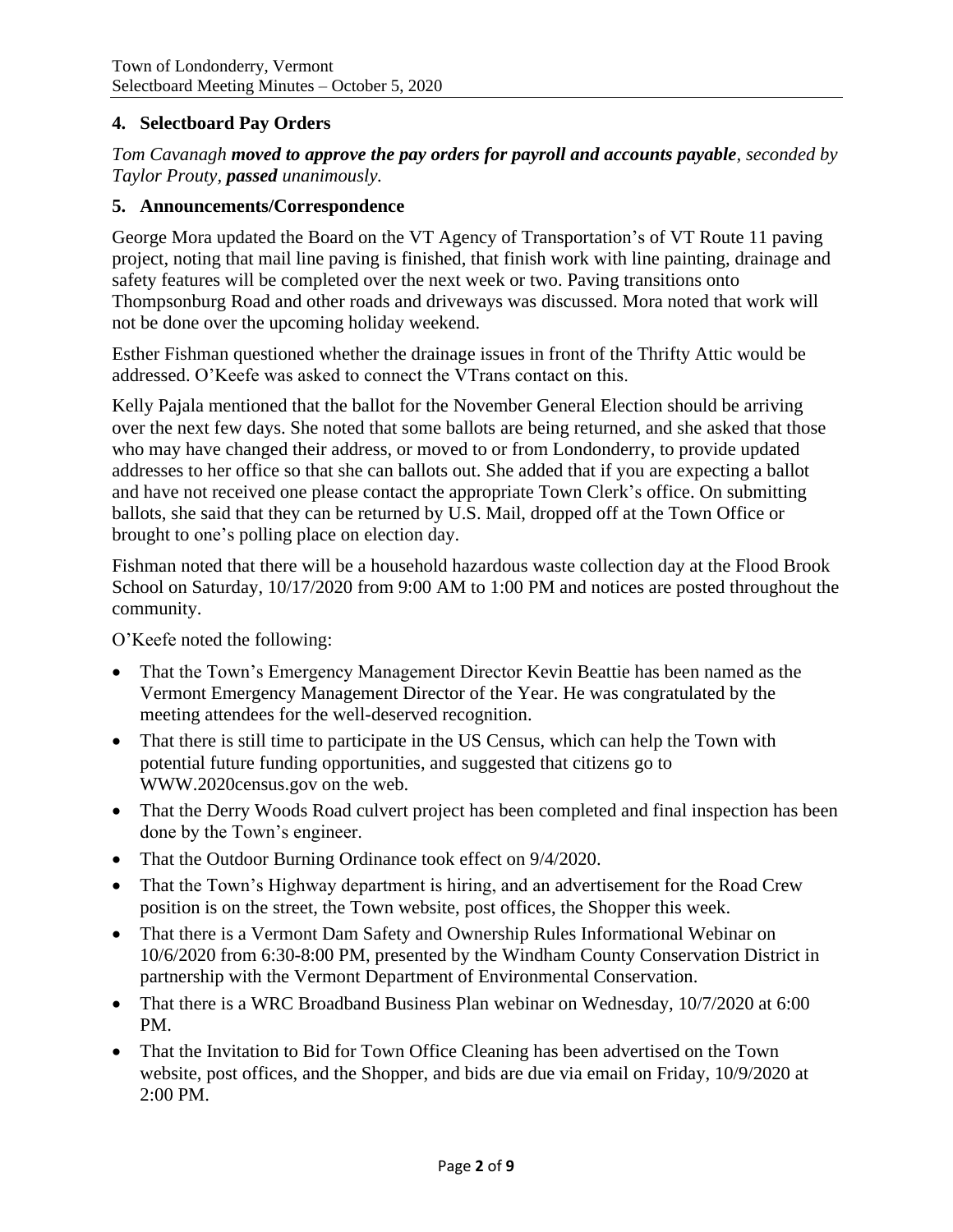## 4. Selectboard Pay Orders

*Tom Cavanagh **moved to approve the pay orders for payroll and accounts payable**, seconded by Taylor Prouty, **passed** unanimously.*

## 5. Announcements/Correspondence

George Mora updated the Board on the VT Agency of Transportation's of VT Route 11 paving project, noting that mail line paving is finished, that finish work with line painting, drainage and safety features will be completed over the next week or two. Paving transitions onto Thompsonburg Road and other roads and driveways was discussed. Mora noted that work will not be done over the upcoming holiday weekend.

Esther Fishman questioned whether the drainage issues in front of the Thrifty Attic would be addressed. O'Keefe was asked to connect the VTrans contact on this.

Kelly Pajala mentioned that the ballot for the November General Election should be arriving over the next few days. She noted that some ballots are being returned, and she asked that those who may have changed their address, or moved to or from Londonderry, to provide updated addresses to her office so that she can ballots out. She added that if you are expecting a ballot and have not received one please contact the appropriate Town Clerk's office. On submitting ballots, she said that they can be returned by U.S. Mail, dropped off at the Town Office or brought to one's polling place on election day.

Fishman noted that there will be a household hazardous waste collection day at the Flood Brook School on Saturday, 10/17/2020 from 9:00 AM to 1:00 PM and notices are posted throughout the community.

O'Keefe noted the following:

- That the Town's Emergency Management Director Kevin Beattie has been named as the Vermont Emergency Management Director of the Year. He was congratulated by the meeting attendees for the well-deserved recognition.
- That there is still time to participate in the US Census, which can help the Town with potential future funding opportunities, and suggested that citizens go to WWW.2020census.gov on the web.
- That the Derry Woods Road culvert project has been completed and final inspection has been done by the Town's engineer.
- That the Outdoor Burning Ordinance took effect on 9/4/2020.
- That the Town's Highway department is hiring, and an advertisement for the Road Crew position is on the street, the Town website, post offices, the Shopper this week.
- That there is a Vermont Dam Safety and Ownership Rules Informational Webinar on 10/6/2020 from 6:30-8:00 PM, presented by the Windham County Conservation District in partnership with the Vermont Department of Environmental Conservation.
- That there is a WRC Broadband Business Plan webinar on Wednesday, 10/7/2020 at 6:00 PM.
- That the Invitation to Bid for Town Office Cleaning has been advertised on the Town website, post offices, and the Shopper, and bids are due via email on Friday, 10/9/2020 at 2:00 PM.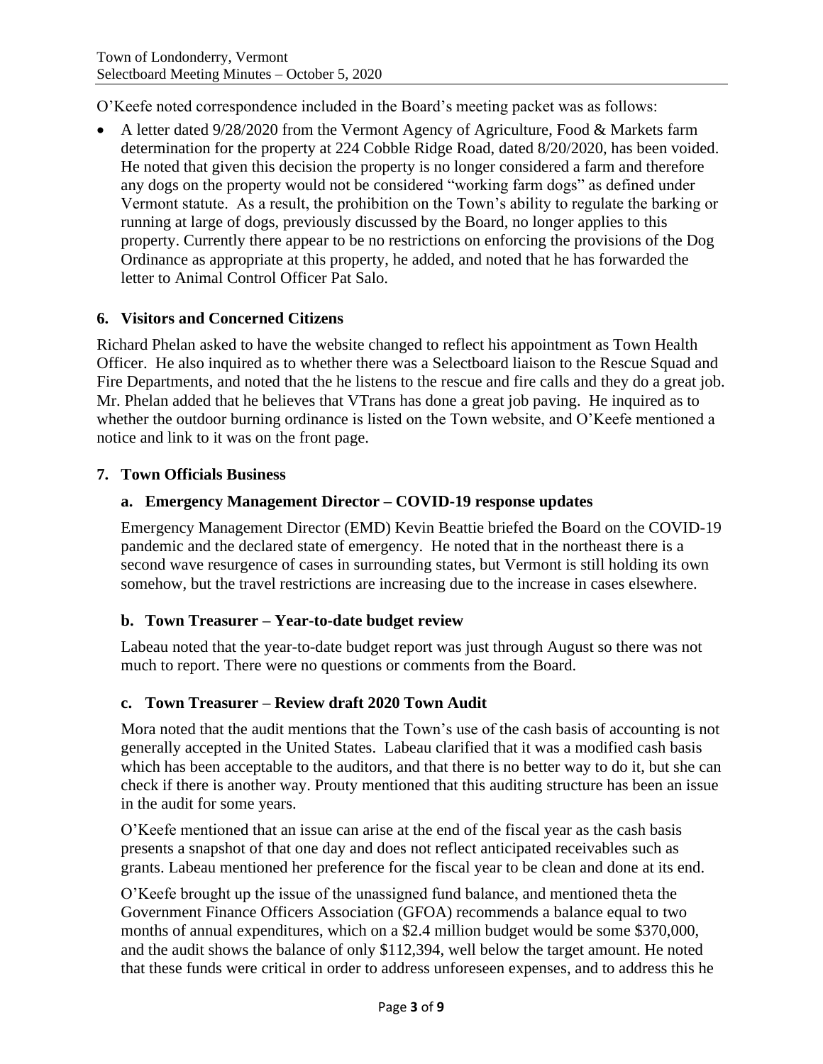O'Keefe noted correspondence included in the Board's meeting packet was as follows:

- A letter dated 9/28/2020 from the Vermont Agency of Agriculture, Food & Markets farm determination for the property at 224 Cobble Ridge Road, dated 8/20/2020, has been voided. He noted that given this decision the property is no longer considered a farm and therefore any dogs on the property would not be considered "working farm dogs" as defined under Vermont statute. As a result, the prohibition on the Town's ability to regulate the barking or running at large of dogs, previously discussed by the Board, no longer applies to this property. Currently there appear to be no restrictions on enforcing the provisions of the Dog Ordinance as appropriate at this property, he added, and noted that he has forwarded the letter to Animal Control Officer Pat Salo.

## 6. Visitors and Concerned Citizens

Richard Phelan asked to have the website changed to reflect his appointment as Town Health Officer. He also inquired as to whether there was a Selectboard liaison to the Rescue Squad and Fire Departments, and noted that the he listens to the rescue and fire calls and they do a great job. Mr. Phelan added that he believes that VTrans has done a great job paving. He inquired as to whether the outdoor burning ordinance is listed on the Town website, and O'Keefe mentioned a notice and link to it was on the front page.

## 7. Town Officials Business

### a. Emergency Management Director – COVID-19 response updates

Emergency Management Director (EMD) Kevin Beattie briefed the Board on the COVID-19 pandemic and the declared state of emergency. He noted that in the northeast there is a second wave resurgence of cases in surrounding states, but Vermont is still holding its own somehow, but the travel restrictions are increasing due to the increase in cases elsewhere.

### b. Town Treasurer – Year-to-date budget review

Labeau noted that the year-to-date budget report was just through August so there was not much to report. There were no questions or comments from the Board.

### c. Town Treasurer – Review draft 2020 Town Audit

Mora noted that the audit mentions that the Town's use of the cash basis of accounting is not generally accepted in the United States. Labeau clarified that it was a modified cash basis which has been acceptable to the auditors, and that there is no better way to do it, but she can check if there is another way. Prouty mentioned that this auditing structure has been an issue in the audit for some years.

O'Keefe mentioned that an issue can arise at the end of the fiscal year as the cash basis presents a snapshot of that one day and does not reflect anticipated receivables such as grants. Labeau mentioned her preference for the fiscal year to be clean and done at its end.

O'Keefe brought up the issue of the unassigned fund balance, and mentioned theta the Government Finance Officers Association (GFOA) recommends a balance equal to two months of annual expenditures, which on a $2.4 million budget would be some $370,000, and the audit shows the balance of only $112,394, well below the target amount. He noted that these funds were critical in order to address unforeseen expenses, and to address this he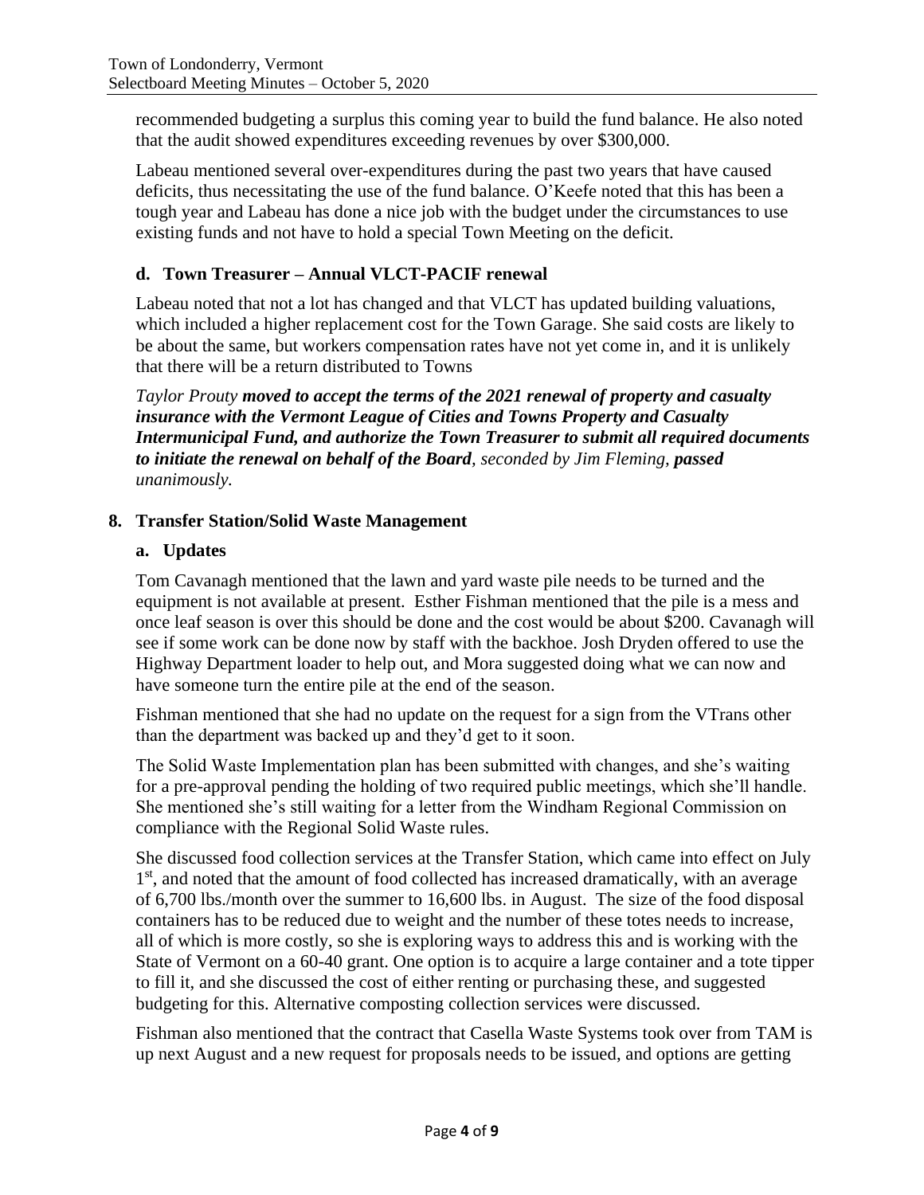recommended budgeting a surplus this coming year to build the fund balance. He also noted that the audit showed expenditures exceeding revenues by over $300,000.

Labeau mentioned several over-expenditures during the past two years that have caused deficits, thus necessitating the use of the fund balance. O'Keefe noted that this has been a tough year and Labeau has done a nice job with the budget under the circumstances to use existing funds and not have to hold a special Town Meeting on the deficit.

### d. Town Treasurer – Annual VLCT-PACIF renewal

Labeau noted that not a lot has changed and that VLCT has updated building valuations, which included a higher replacement cost for the Town Garage. She said costs are likely to be about the same, but workers compensation rates have not yet come in, and it is unlikely that there will be a return distributed to Towns

*Taylor Prouty **moved to accept the terms of the 2021 renewal of property and casualty insurance with the Vermont League of Cities and Towns Property and Casualty Intermunicipal Fund, and authorize the Town Treasurer to submit all required documents to initiate the renewal on behalf of the Board**, seconded by Jim Fleming, **passed** unanimously.*

## 8. Transfer Station/Solid Waste Management

### a. Updates

Tom Cavanagh mentioned that the lawn and yard waste pile needs to be turned and the equipment is not available at present. Esther Fishman mentioned that the pile is a mess and once leaf season is over this should be done and the cost would be about $200. Cavanagh will see if some work can be done now by staff with the backhoe. Josh Dryden offered to use the Highway Department loader to help out, and Mora suggested doing what we can now and have someone turn the entire pile at the end of the season.

Fishman mentioned that she had no update on the request for a sign from the VTrans other than the department was backed up and they'd get to it soon.

The Solid Waste Implementation plan has been submitted with changes, and she's waiting for a pre-approval pending the holding of two required public meetings, which she'll handle. She mentioned she's still waiting for a letter from the Windham Regional Commission on compliance with the Regional Solid Waste rules.

She discussed food collection services at the Transfer Station, which came into effect on July 1st, and noted that the amount of food collected has increased dramatically, with an average of 6,700 lbs./month over the summer to 16,600 lbs. in August. The size of the food disposal containers has to be reduced due to weight and the number of these totes needs to increase, all of which is more costly, so she is exploring ways to address this and is working with the State of Vermont on a 60-40 grant. One option is to acquire a large container and a tote tipper to fill it, and she discussed the cost of either renting or purchasing these, and suggested budgeting for this. Alternative composting collection services were discussed.

Fishman also mentioned that the contract that Casella Waste Systems took over from TAM is up next August and a new request for proposals needs to be issued, and options are getting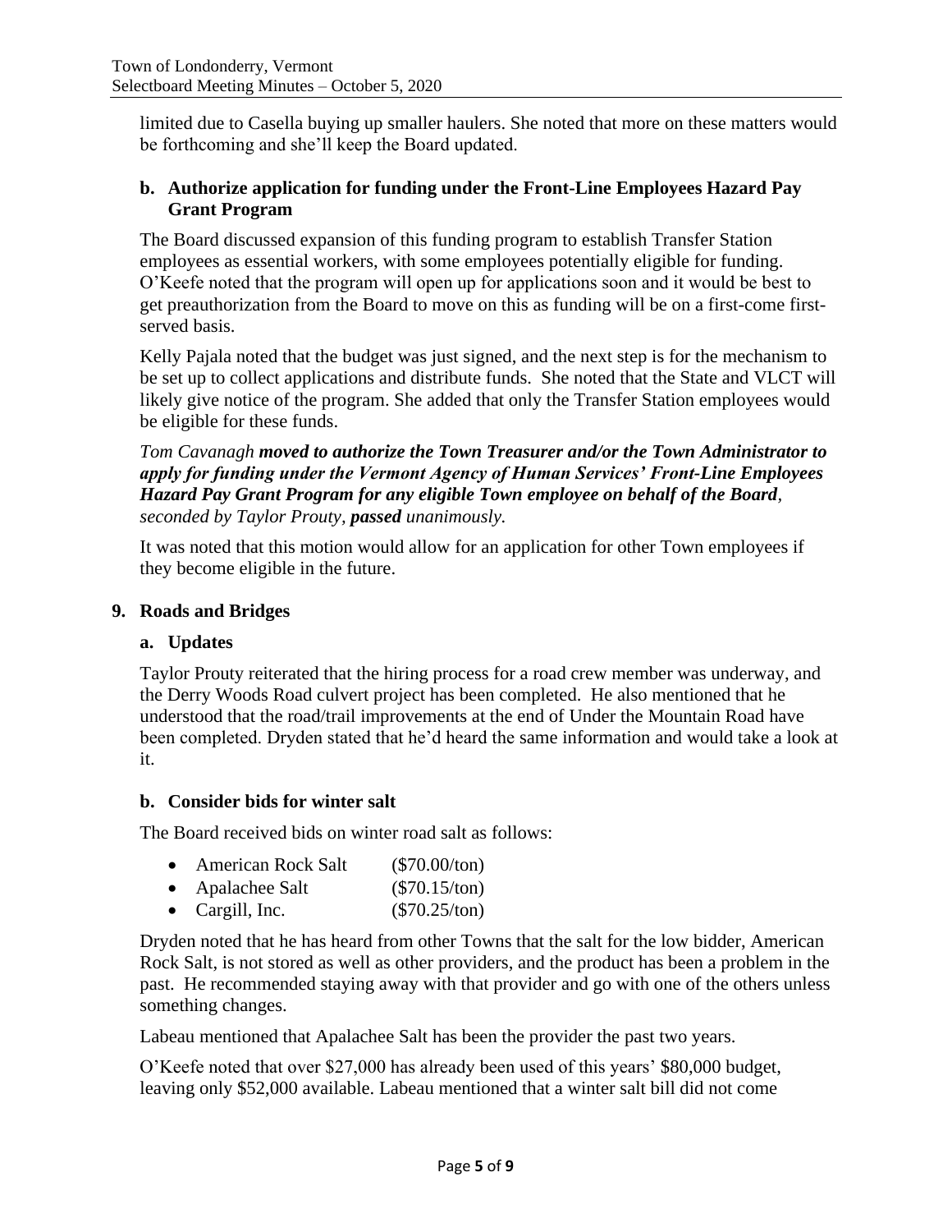limited due to Casella buying up smaller haulers. She noted that more on these matters would be forthcoming and she'll keep the Board updated.

### b. Authorize application for funding under the Front-Line Employees Hazard Pay Grant Program

The Board discussed expansion of this funding program to establish Transfer Station employees as essential workers, with some employees potentially eligible for funding. O'Keefe noted that the program will open up for applications soon and it would be best to get preauthorization from the Board to move on this as funding will be on a first-come first-served basis.

Kelly Pajala noted that the budget was just signed, and the next step is for the mechanism to be set up to collect applications and distribute funds. She noted that the State and VLCT will likely give notice of the program. She added that only the Transfer Station employees would be eligible for these funds.

*Tom Cavanagh **moved to authorize the Town Treasurer and/or the Town Administrator to apply for funding under the Vermont Agency of Human Services' Front-Line Employees Hazard Pay Grant Program for any eligible Town employee on behalf of the Board**, seconded by Taylor Prouty, **passed** unanimously.*

It was noted that this motion would allow for an application for other Town employees if they become eligible in the future.

## 9. Roads and Bridges

### a. Updates

Taylor Prouty reiterated that the hiring process for a road crew member was underway, and the Derry Woods Road culvert project has been completed. He also mentioned that he understood that the road/trail improvements at the end of Under the Mountain Road have been completed. Dryden stated that he'd heard the same information and would take a look at it.

### b. Consider bids for winter salt

The Board received bids on winter road salt as follows:

- American Rock Salt ($70.00/ton)
- Apalachee Salt ($70.15/ton)
- Cargill, Inc. ($70.25/ton)

Dryden noted that he has heard from other Towns that the salt for the low bidder, American Rock Salt, is not stored as well as other providers, and the product has been a problem in the past. He recommended staying away with that provider and go with one of the others unless something changes.

Labeau mentioned that Apalachee Salt has been the provider the past two years.

O'Keefe noted that over $27,000 has already been used of this years' $80,000 budget, leaving only $52,000 available. Labeau mentioned that a winter salt bill did not come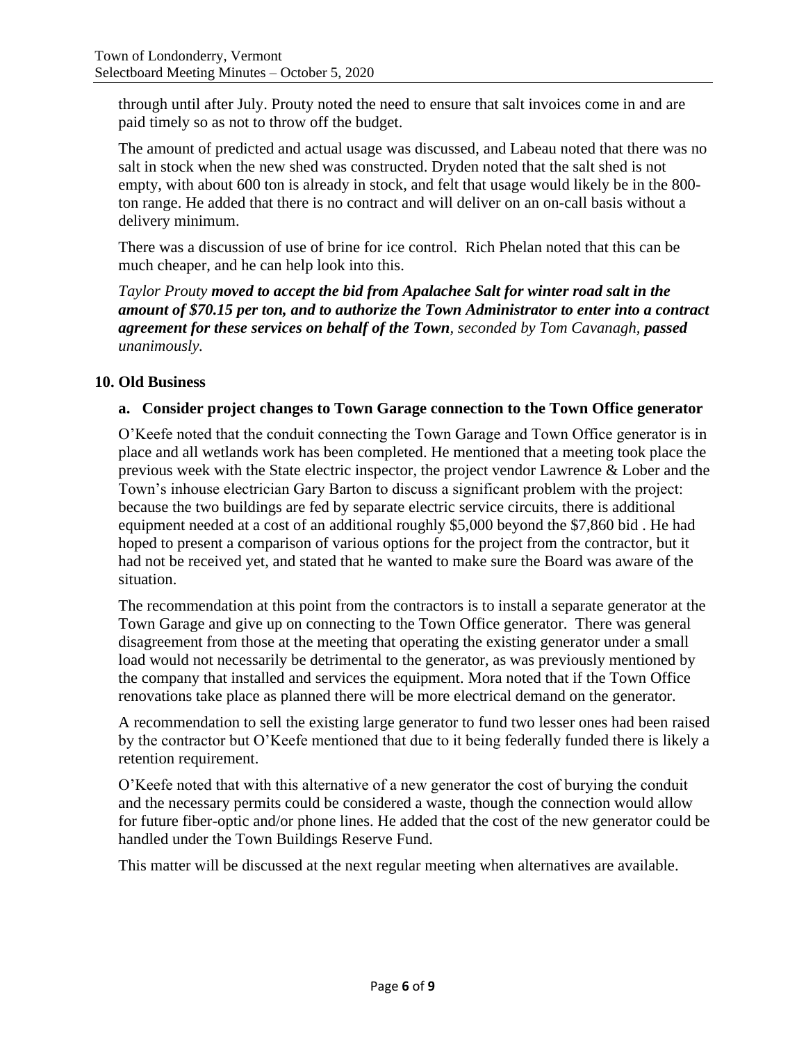through until after July. Prouty noted the need to ensure that salt invoices come in and are paid timely so as not to throw off the budget.

The amount of predicted and actual usage was discussed, and Labeau noted that there was no salt in stock when the new shed was constructed. Dryden noted that the salt shed is not empty, with about 600 ton is already in stock, and felt that usage would likely be in the 800-ton range. He added that there is no contract and will deliver on an on-call basis without a delivery minimum.

There was a discussion of use of brine for ice control. Rich Phelan noted that this can be much cheaper, and he can help look into this.

*Taylor Prouty* ***moved to accept the bid from Apalachee Salt for winter road salt in the amount of $70.15 per ton, and to authorize the Town Administrator to enter into a contract agreement for these services on behalf of the Town****, seconded by Tom Cavanagh,* ***passed*** *unanimously.*

## 10. Old Business

### a. Consider project changes to Town Garage connection to the Town Office generator

O'Keefe noted that the conduit connecting the Town Garage and Town Office generator is in place and all wetlands work has been completed. He mentioned that a meeting took place the previous week with the State electric inspector, the project vendor Lawrence & Lober and the Town's inhouse electrician Gary Barton to discuss a significant problem with the project: because the two buildings are fed by separate electric service circuits, there is additional equipment needed at a cost of an additional roughly $5,000 beyond the $7,860 bid . He had hoped to present a comparison of various options for the project from the contractor, but it had not be received yet, and stated that he wanted to make sure the Board was aware of the situation.

The recommendation at this point from the contractors is to install a separate generator at the Town Garage and give up on connecting to the Town Office generator. There was general disagreement from those at the meeting that operating the existing generator under a small load would not necessarily be detrimental to the generator, as was previously mentioned by the company that installed and services the equipment. Mora noted that if the Town Office renovations take place as planned there will be more electrical demand on the generator.

A recommendation to sell the existing large generator to fund two lesser ones had been raised by the contractor but O'Keefe mentioned that due to it being federally funded there is likely a retention requirement.

O'Keefe noted that with this alternative of a new generator the cost of burying the conduit and the necessary permits could be considered a waste, though the connection would allow for future fiber-optic and/or phone lines. He added that the cost of the new generator could be handled under the Town Buildings Reserve Fund.

This matter will be discussed at the next regular meeting when alternatives are available.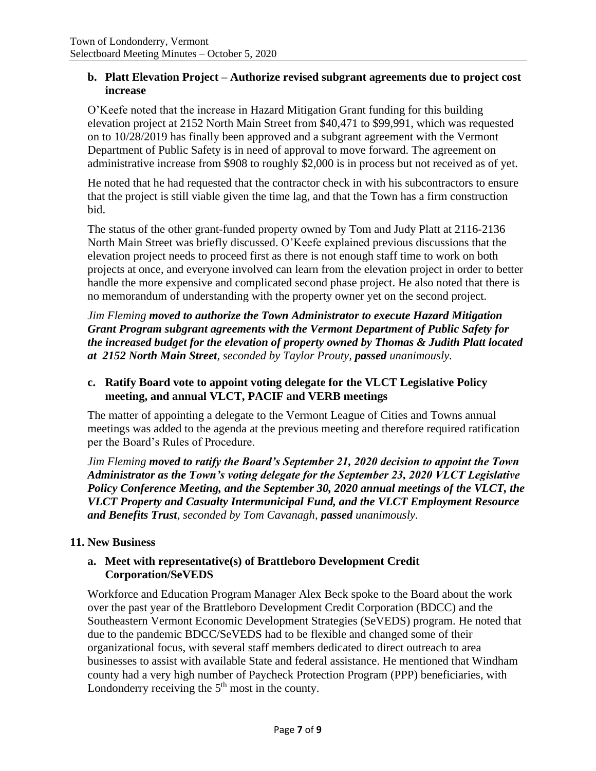**b. Platt Elevation Project – Authorize revised subgrant agreements due to project cost increase**

O'Keefe noted that the increase in Hazard Mitigation Grant funding for this building elevation project at 2152 North Main Street from \$40,471 to \$99,991, which was requested on to 10/28/2019 has finally been approved and a subgrant agreement with the Vermont Department of Public Safety is in need of approval to move forward. The agreement on administrative increase from \$908 to roughly \$2,000 is in process but not received as of yet.

He noted that he had requested that the contractor check in with his subcontractors to ensure that the project is still viable given the time lag, and that the Town has a firm construction bid.

The status of the other grant-funded property owned by Tom and Judy Platt at 2116-2136 North Main Street was briefly discussed. O'Keefe explained previous discussions that the elevation project needs to proceed first as there is not enough staff time to work on both projects at once, and everyone involved can learn from the elevation project in order to better handle the more expensive and complicated second phase project. He also noted that there is no memorandum of understanding with the property owner yet on the second project.

*Jim Fleming **moved to authorize the Town Administrator to execute Hazard Mitigation Grant Program subgrant agreements with the Vermont Department of Public Safety for the increased budget for the elevation of property owned by Thomas & Judith Platt located at 2152 North Main Street**, seconded by Taylor Prouty, **passed** unanimously.*

**c. Ratify Board vote to appoint voting delegate for the VLCT Legislative Policy meeting, and annual VLCT, PACIF and VERB meetings**

The matter of appointing a delegate to the Vermont League of Cities and Towns annual meetings was added to the agenda at the previous meeting and therefore required ratification per the Board's Rules of Procedure.

*Jim Fleming **moved to ratify the Board's September 21, 2020 decision to appoint the Town Administrator as the Town's voting delegate for the September 23, 2020 VLCT Legislative Policy Conference Meeting, and the September 30, 2020 annual meetings of the VLCT, the VLCT Property and Casualty Intermunicipal Fund, and the VLCT Employment Resource and Benefits Trust**, seconded by Tom Cavanagh, **passed** unanimously.*

## 11. New Business

**a. Meet with representative(s) of Brattleboro Development Credit Corporation/SeVEDS**

Workforce and Education Program Manager Alex Beck spoke to the Board about the work over the past year of the Brattleboro Development Credit Corporation (BDCC) and the Southeastern Vermont Economic Development Strategies (SeVEDS) program. He noted that due to the pandemic BDCC/SeVEDS had to be flexible and changed some of their organizational focus, with several staff members dedicated to direct outreach to area businesses to assist with available State and federal assistance. He mentioned that Windham county had a very high number of Paycheck Protection Program (PPP) beneficiaries, with Londonderry receiving the 5th most in the county.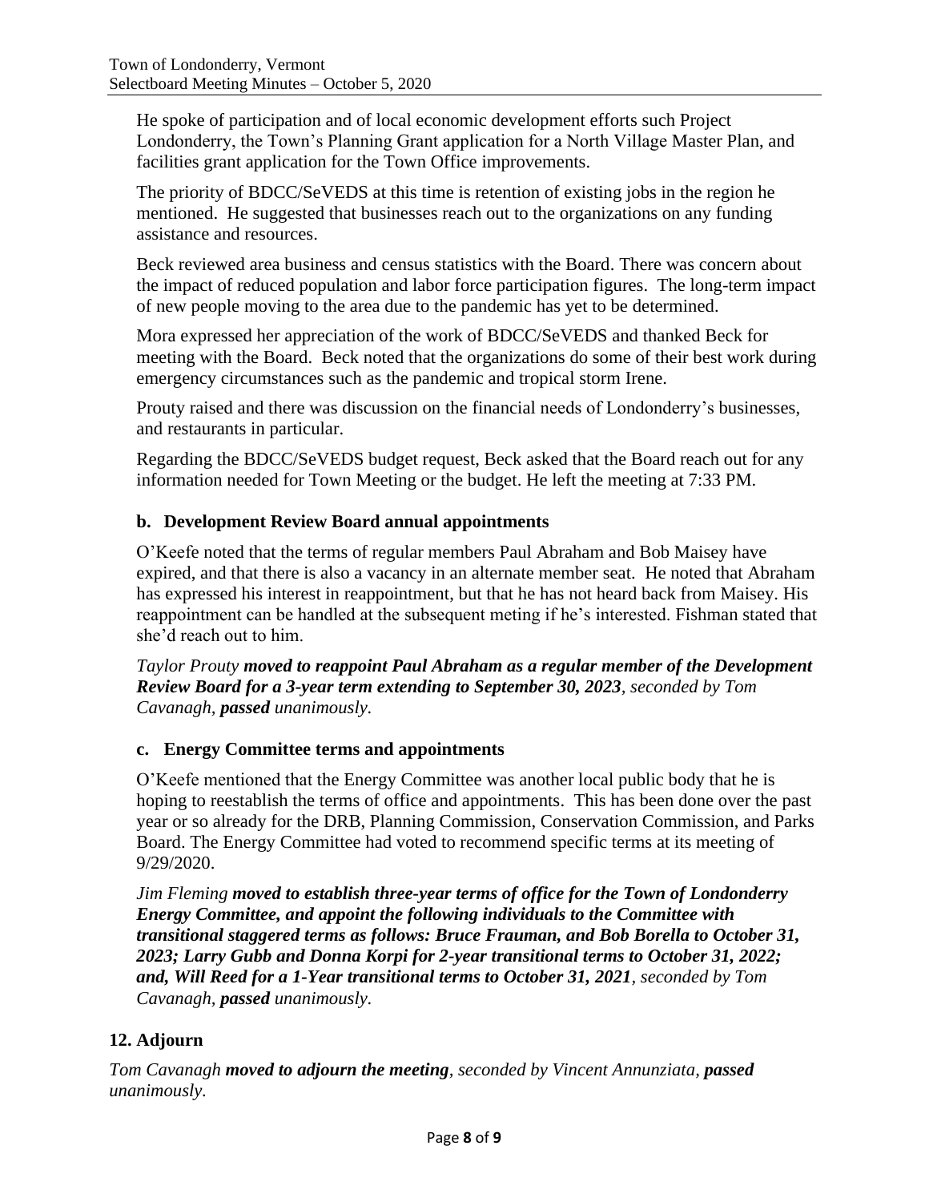He spoke of participation and of local economic development efforts such Project Londonderry, the Town's Planning Grant application for a North Village Master Plan, and facilities grant application for the Town Office improvements.

The priority of BDCC/SeVEDS at this time is retention of existing jobs in the region he mentioned. He suggested that businesses reach out to the organizations on any funding assistance and resources.

Beck reviewed area business and census statistics with the Board. There was concern about the impact of reduced population and labor force participation figures. The long-term impact of new people moving to the area due to the pandemic has yet to be determined.

Mora expressed her appreciation of the work of BDCC/SeVEDS and thanked Beck for meeting with the Board. Beck noted that the organizations do some of their best work during emergency circumstances such as the pandemic and tropical storm Irene.

Prouty raised and there was discussion on the financial needs of Londonderry's businesses, and restaurants in particular.

Regarding the BDCC/SeVEDS budget request, Beck asked that the Board reach out for any information needed for Town Meeting or the budget. He left the meeting at 7:33 PM.

### b. Development Review Board annual appointments

O'Keefe noted that the terms of regular members Paul Abraham and Bob Maisey have expired, and that there is also a vacancy in an alternate member seat. He noted that Abraham has expressed his interest in reappointment, but that he has not heard back from Maisey. His reappointment can be handled at the subsequent meting if he's interested. Fishman stated that she'd reach out to him.

*Taylor Prouty **moved to reappoint Paul Abraham as a regular member of the Development Review Board for a 3-year term extending to September 30, 2023**, seconded by Tom Cavanagh, **passed** unanimously.*

### c. Energy Committee terms and appointments

O'Keefe mentioned that the Energy Committee was another local public body that he is hoping to reestablish the terms of office and appointments. This has been done over the past year or so already for the DRB, Planning Commission, Conservation Commission, and Parks Board. The Energy Committee had voted to recommend specific terms at its meeting of 9/29/2020.

*Jim Fleming **moved to establish three-year terms of office for the Town of Londonderry Energy Committee, and appoint the following individuals to the Committee with transitional staggered terms as follows: Bruce Frauman, and Bob Borella to October 31, 2023; Larry Gubb and Donna Korpi for 2-year transitional terms to October 31, 2022; and, Will Reed for a 1-Year transitional terms to October 31, 2021**, seconded by Tom Cavanagh, **passed** unanimously.*

## 12. Adjourn

*Tom Cavanagh **moved to adjourn the meeting**, seconded by Vincent Annunziata, **passed** unanimously.*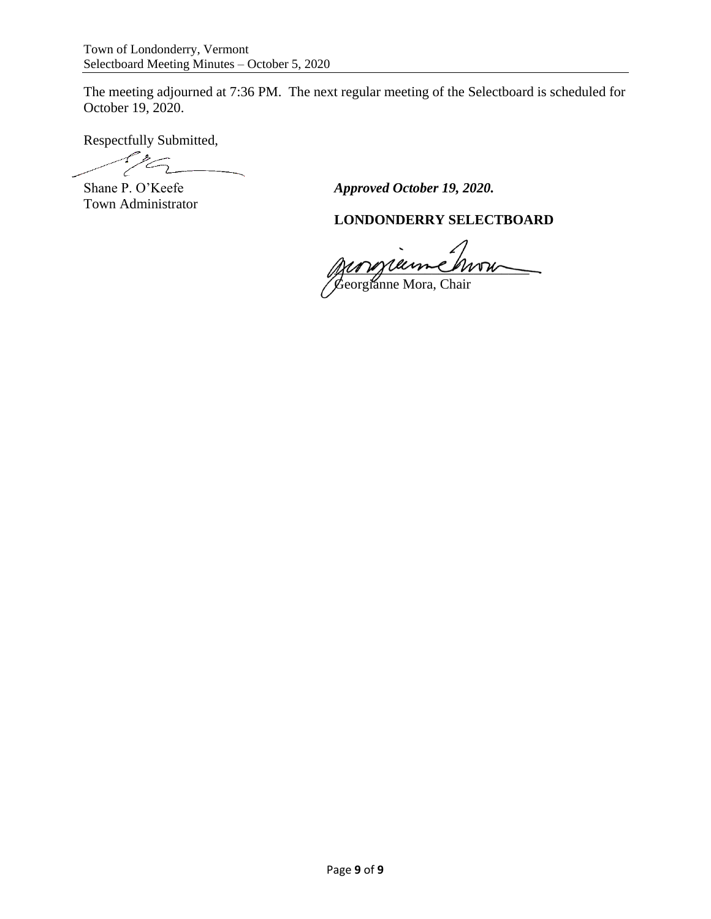The meeting adjourned at 7:36 PM. The next regular meeting of the Selectboard is scheduled for October 19, 2020.

Respectfully Submitted,

Shane P. O'Keefe
Town Administrator

***Approved October 19, 2020.***

**LONDONDERRY SELECTBOARD**

Georgianne Mora, Chair